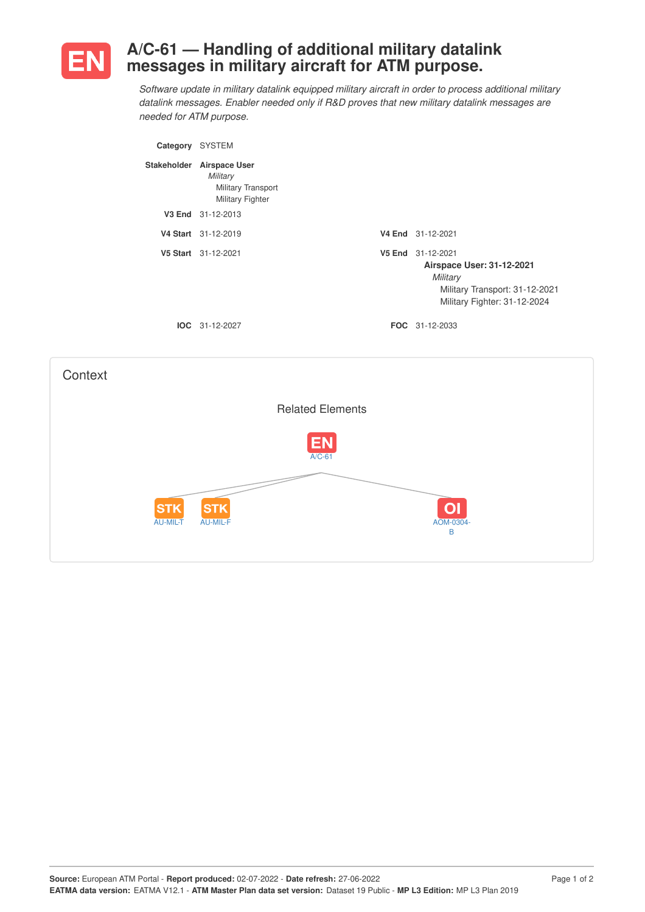# EN A/C-61 — Handling of additional military datalink messages in military aircraft for ATM purpose.

*Software update in military datalink equipped military aircraft in order to process additional military datalink messages. Enabler needed only if R&D proves that new military datalink messages are needed for ATM purpose.*

**Category** SYSTEM

**Stakeholder** **Airspace User**
*Military*
Military Transport
Military Fighter

**V3 End** 31-12-2013

**V4 Start** 31-12-2019 **V4 End** 31-12-2021

**V5 Start** 31-12-2021 **V5 End** 31-12-2021
**Airspace User: 31-12-2021**
*Military*
Military Transport: 31-12-2021
Military Fighter: 31-12-2024

**IOC** 31-12-2027 **FOC** 31-12-2033

## Context

Related Elements

EN A/C-61

STK AU-MIL-T

STK AU-MIL-F

OI AOM-0304-B

**Source:** European ATM Portal - **Report produced:** 02-07-2022 - **Date refresh:** 27-06-2022
**EATMA data version:** EATMA V12.1 - **ATM Master Plan data set version:** Dataset 19 Public - **MP L3 Edition:** MP L3 Plan 2019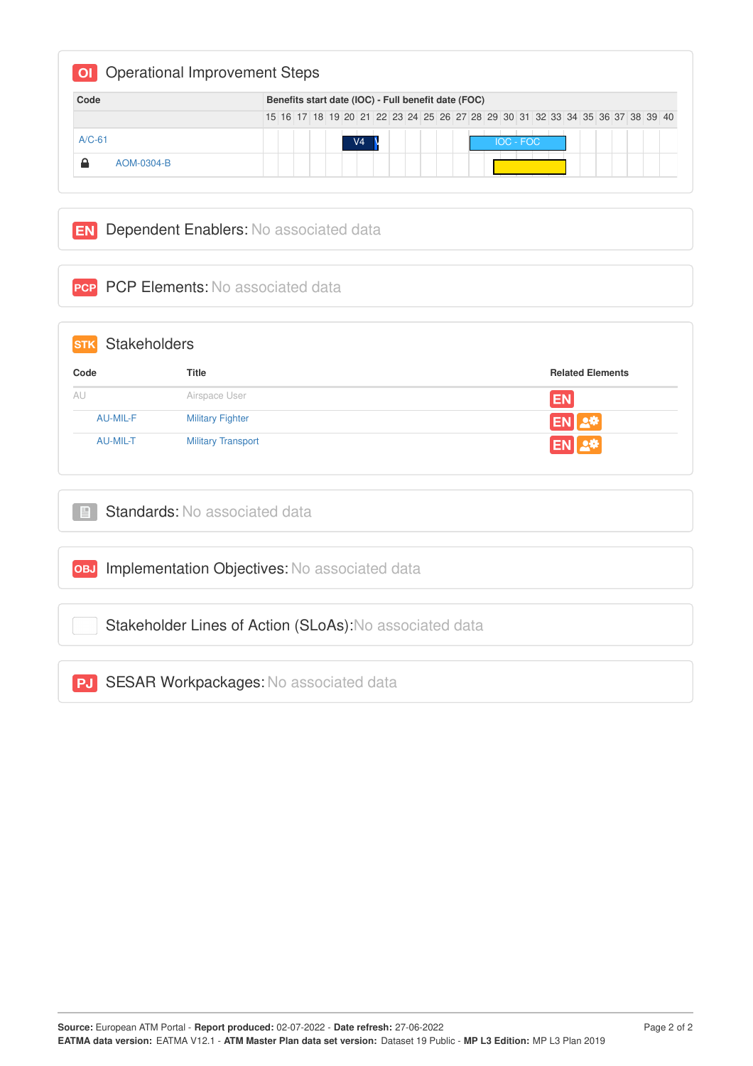## OI Operational Improvement Steps

Code

Benefits start date (IOC) - Full benefit date (FOC)

15 16 17 18 19 20 21 22 23 24 25 26 27 28 29 30 31 32 33 34 35 36 37 38 39 40

A/C-61

V4

IOC - FOC

AOM-0304-B

## EN Dependent Enablers: No associated data

## PCP PCP Elements: No associated data

## STK Stakeholders

| Code | Title | Related Elements |
|---|---|---|
| AU | Airspace User | EN |
| AU-MIL-F | Military Fighter | EN |
| AU-MIL-T | Military Transport | EN |

## Standards: No associated data

## OBJ Implementation Objectives: No associated data

## Stakeholder Lines of Action (SLoAs): No associated data

## PJ SESAR Workpackages: No associated data

**Source:** European ATM Portal - **Report produced:** 02-07-2022 - **Date refresh:** 27-06-2022
**EATMA data version:** EATMA V12.1 - **ATM Master Plan data set version:** Dataset 19 Public - **MP L3 Edition:** MP L3 Plan 2019